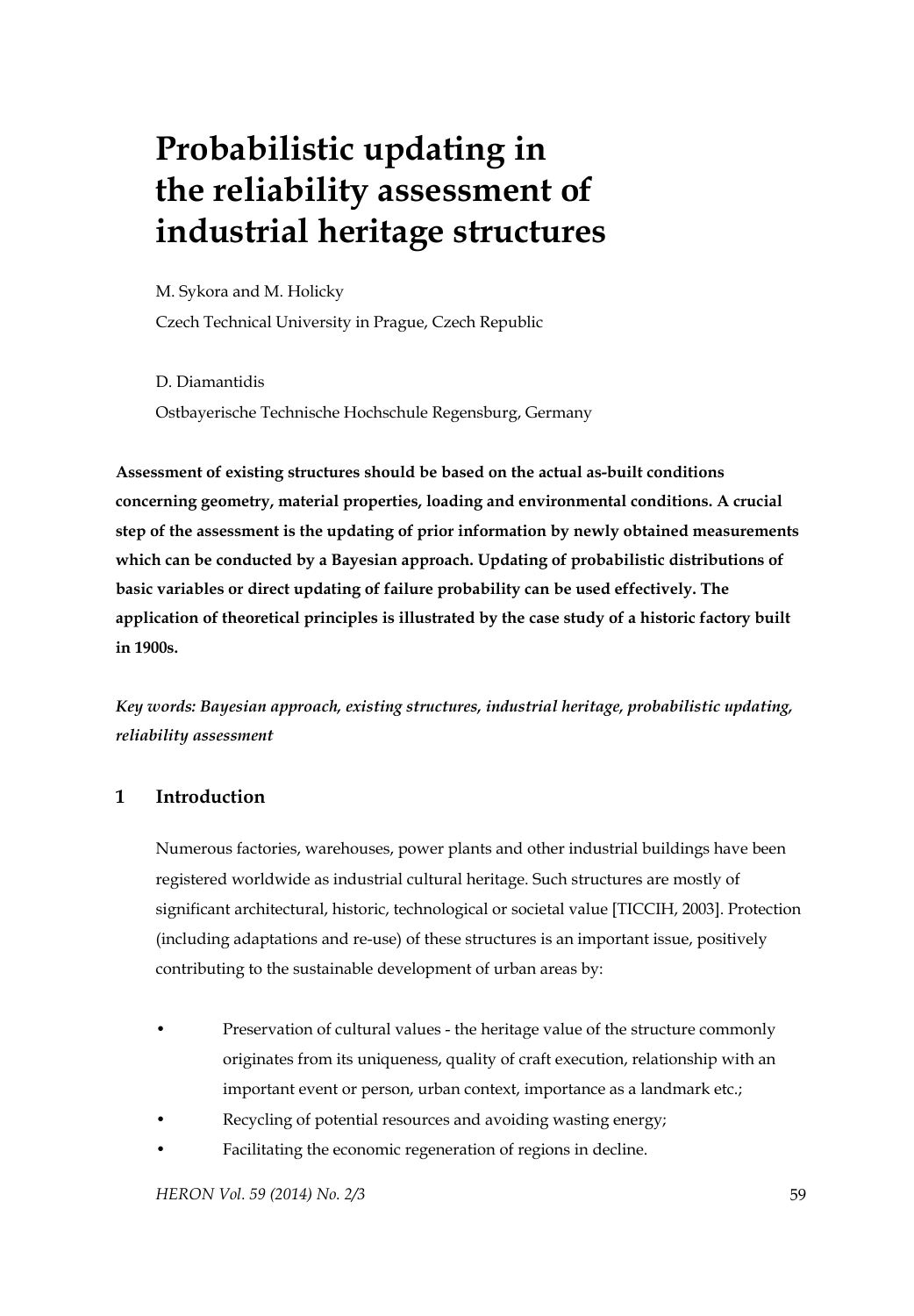# Probabilistic updating in the reliability assessment of industrial heritage structures

M. Sykora and M. Holicky

Czech Technical University in Prague, Czech Republic

D. Diamantidis

Ostbayerische Technische Hochschule Regensburg, Germany

**Assessment of existing structures should be based on the actual as-built conditions concerning geometry, material properties, loading and environmental conditions. A crucial step of the assessment is the updating of prior information by newly obtained measurements which can be conducted by a Bayesian approach. Updating of probabilistic distributions of basic variables or direct updating of failure probability can be used effectively. The application of theoretical principles is illustrated by the case study of a historic factory built in 1900s.**

*Key words: Bayesian approach, existing structures, industrial heritage, probabilistic updating, reliability assessment*

## 1 Introduction

Numerous factories, warehouses, power plants and other industrial buildings have been registered worldwide as industrial cultural heritage. Such structures are mostly of significant architectural, historic, technological or societal value [TICCIH, 2003]. Protection (including adaptations and re-use) of these structures is an important issue, positively contributing to the sustainable development of urban areas by:

- Preservation of cultural values - the heritage value of the structure commonly originates from its uniqueness, quality of craft execution, relationship with an important event or person, urban context, importance as a landmark etc.;
- Recycling of potential resources and avoiding wasting energy;
- Facilitating the economic regeneration of regions in decline.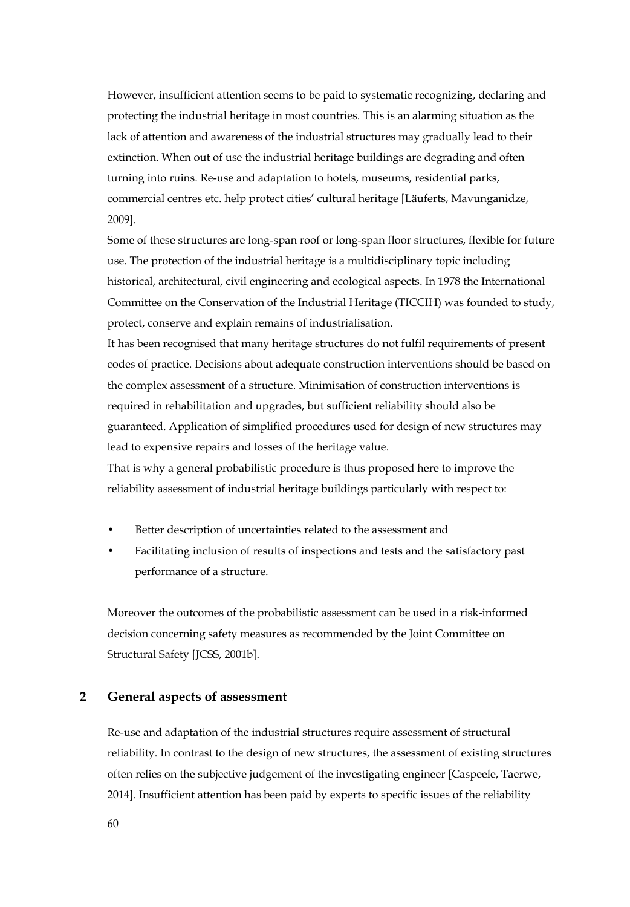However, insufficient attention seems to be paid to systematic recognizing, declaring and protecting the industrial heritage in most countries. This is an alarming situation as the lack of attention and awareness of the industrial structures may gradually lead to their extinction. When out of use the industrial heritage buildings are degrading and often turning into ruins. Re-use and adaptation to hotels, museums, residential parks, commercial centres etc. help protect cities' cultural heritage [Läuferts, Mavunganidze, 2009].

Some of these structures are long-span roof or long-span floor structures, flexible for future use. The protection of the industrial heritage is a multidisciplinary topic including historical, architectural, civil engineering and ecological aspects. In 1978 the International Committee on the Conservation of the Industrial Heritage (TICCIH) was founded to study, protect, conserve and explain remains of industrialisation.

It has been recognised that many heritage structures do not fulfil requirements of present codes of practice. Decisions about adequate construction interventions should be based on the complex assessment of a structure. Minimisation of construction interventions is required in rehabilitation and upgrades, but sufficient reliability should also be guaranteed. Application of simplified procedures used for design of new structures may lead to expensive repairs and losses of the heritage value.

That is why a general probabilistic procedure is thus proposed here to improve the reliability assessment of industrial heritage buildings particularly with respect to:

- Better description of uncertainties related to the assessment and
- Facilitating inclusion of results of inspections and tests and the satisfactory past performance of a structure.

Moreover the outcomes of the probabilistic assessment can be used in a risk-informed decision concerning safety measures as recommended by the Joint Committee on Structural Safety [JCSS, 2001b].

## 2 General aspects of assessment

Re-use and adaptation of the industrial structures require assessment of structural reliability. In contrast to the design of new structures, the assessment of existing structures often relies on the subjective judgement of the investigating engineer [Caspeele, Taerwe, 2014]. Insufficient attention has been paid by experts to specific issues of the reliability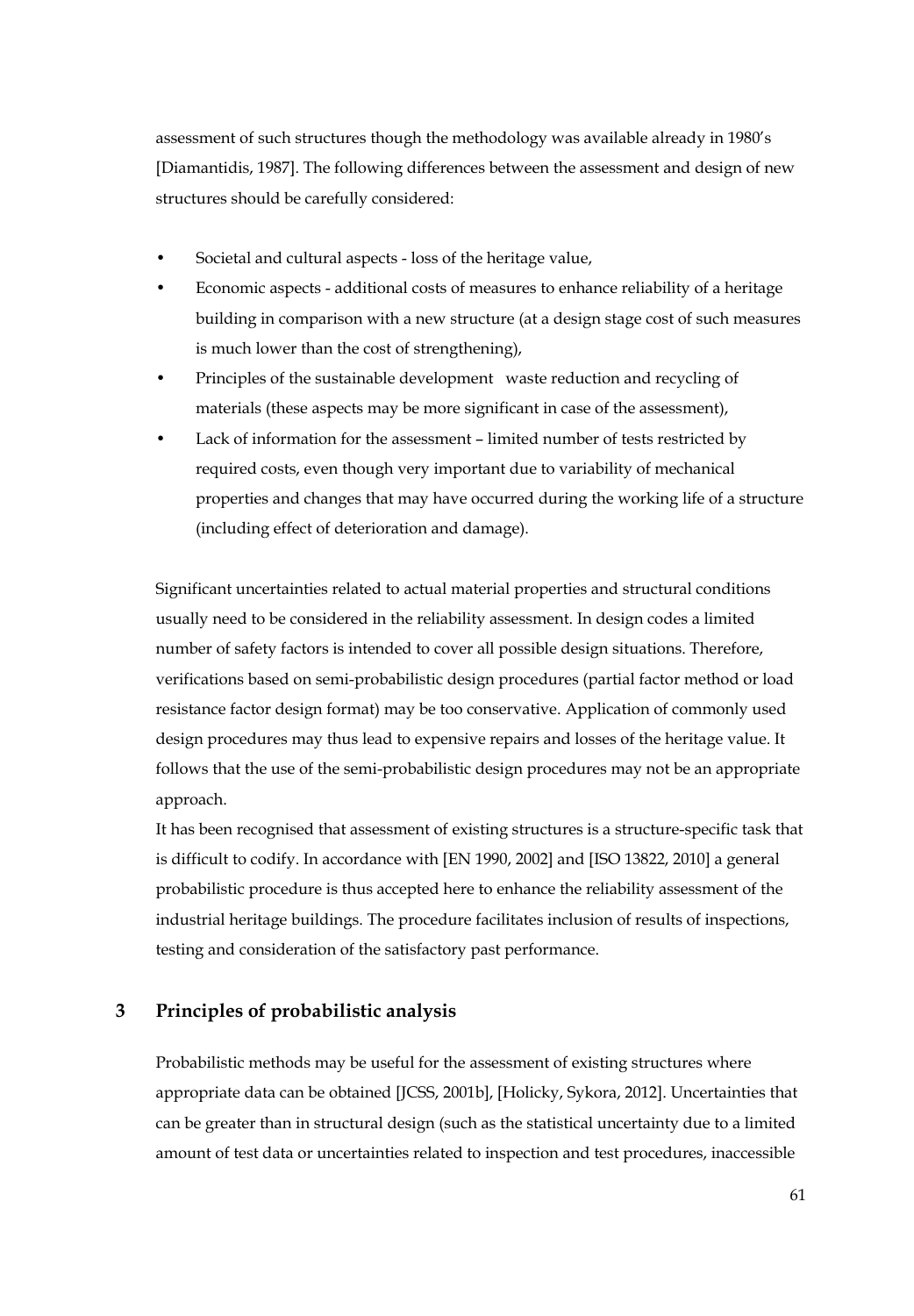assessment of such structures though the methodology was available already in 1980's [Diamantidis, 1987]. The following differences between the assessment and design of new structures should be carefully considered:

- Societal and cultural aspects - loss of the heritage value,
- Economic aspects - additional costs of measures to enhance reliability of a heritage building in comparison with a new structure (at a design stage cost of such measures is much lower than the cost of strengthening),
- Principles of the sustainable development   waste reduction and recycling of materials (these aspects may be more significant in case of the assessment),
- Lack of information for the assessment – limited number of tests restricted by required costs, even though very important due to variability of mechanical properties and changes that may have occurred during the working life of a structure (including effect of deterioration and damage).

Significant uncertainties related to actual material properties and structural conditions usually need to be considered in the reliability assessment. In design codes a limited number of safety factors is intended to cover all possible design situations. Therefore, verifications based on semi-probabilistic design procedures (partial factor method or load resistance factor design format) may be too conservative. Application of commonly used design procedures may thus lead to expensive repairs and losses of the heritage value. It follows that the use of the semi-probabilistic design procedures may not be an appropriate approach.

It has been recognised that assessment of existing structures is a structure-specific task that is difficult to codify. In accordance with [EN 1990, 2002] and [ISO 13822, 2010] a general probabilistic procedure is thus accepted here to enhance the reliability assessment of the industrial heritage buildings. The procedure facilitates inclusion of results of inspections, testing and consideration of the satisfactory past performance.

## 3 Principles of probabilistic analysis

Probabilistic methods may be useful for the assessment of existing structures where appropriate data can be obtained [JCSS, 2001b], [Holicky, Sykora, 2012]. Uncertainties that can be greater than in structural design (such as the statistical uncertainty due to a limited amount of test data or uncertainties related to inspection and test procedures, inaccessible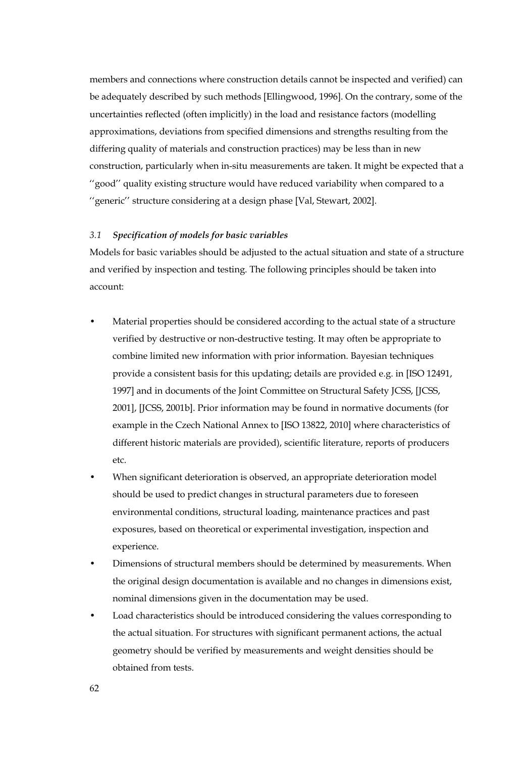members and connections where construction details cannot be inspected and verified) can be adequately described by such methods [Ellingwood, 1996]. On the contrary, some of the uncertainties reflected (often implicitly) in the load and resistance factors (modelling approximations, deviations from specified dimensions and strengths resulting from the differing quality of materials and construction practices) may be less than in new construction, particularly when in-situ measurements are taken. It might be expected that a ''good'' quality existing structure would have reduced variability when compared to a ''generic'' structure considering at a design phase [Val, Stewart, 2002].

### *3.1 Specification of models for basic variables*

Models for basic variables should be adjusted to the actual situation and state of a structure and verified by inspection and testing. The following principles should be taken into account:

- Material properties should be considered according to the actual state of a structure verified by destructive or non-destructive testing. It may often be appropriate to combine limited new information with prior information. Bayesian techniques provide a consistent basis for this updating; details are provided e.g. in [ISO 12491, 1997] and in documents of the Joint Committee on Structural Safety JCSS, [JCSS, 2001], [JCSS, 2001b]. Prior information may be found in normative documents (for example in the Czech National Annex to [ISO 13822, 2010] where characteristics of different historic materials are provided), scientific literature, reports of producers etc.
- When significant deterioration is observed, an appropriate deterioration model should be used to predict changes in structural parameters due to foreseen environmental conditions, structural loading, maintenance practices and past exposures, based on theoretical or experimental investigation, inspection and experience.
- Dimensions of structural members should be determined by measurements. When the original design documentation is available and no changes in dimensions exist, nominal dimensions given in the documentation may be used.
- Load characteristics should be introduced considering the values corresponding to the actual situation. For structures with significant permanent actions, the actual geometry should be verified by measurements and weight densities should be obtained from tests.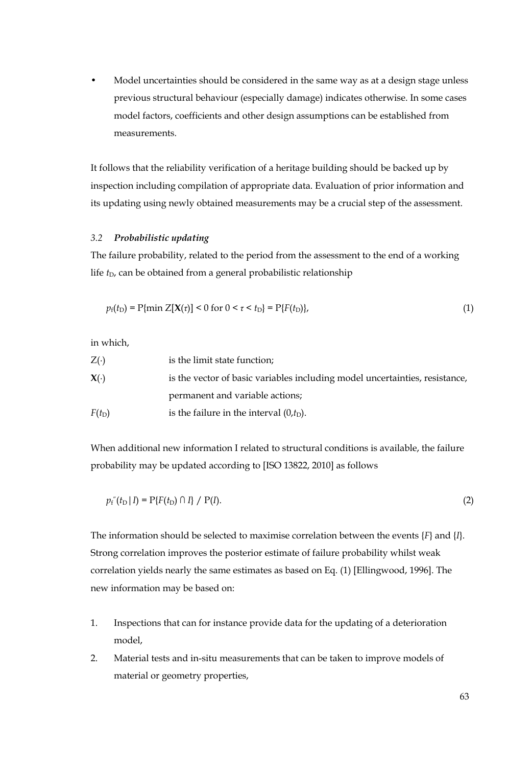- Model uncertainties should be considered in the same way as at a design stage unless previous structural behaviour (especially damage) indicates otherwise. In some cases model factors, coefficients and other design assumptions can be established from measurements.

It follows that the reliability verification of a heritage building should be backed up by inspection including compilation of appropriate data. Evaluation of prior information and its updating using newly obtained measurements may be a crucial step of the assessment.

### *3.2 Probabilistic updating*

The failure probability, related to the period from the assessment to the end of a working life $t_D$, can be obtained from a general probabilistic relationship

$$p_f(t_D) = \mathrm{P}\{\min \mathrm{Z}[\mathbf{X}(\tau)] < 0 \text{ for } 0 < \tau < t_D\} = \mathrm{P}\{F(t_D)\}, \tag{1}$$

in which,

| | |
|---|---|
| $\mathrm{Z}(\cdot)$ | is the limit state function; |
| $\mathbf{X}(\cdot)$ | is the vector of basic variables including model uncertainties, resistance, permanent and variable actions; |
| $F(t_D)$ | is the failure in the interval $(0,t_D)$. |

When additional new information I related to structural conditions is available, the failure probability may be updated according to [ISO 13822, 2010] as follows

$$p_f''(t_D \,|\, I) = \mathrm{P}\{F(t_D) \cap I\} \;/\; \mathrm{P}(I). \tag{2}$$

The information should be selected to maximise correlation between the events $\{F\}$ and $\{I\}$. Strong correlation improves the posterior estimate of failure probability whilst weak correlation yields nearly the same estimates as based on Eq. (1) [Ellingwood, 1996]. The new information may be based on:

1. Inspections that can for instance provide data for the updating of a deterioration model,
2. Material tests and in-situ measurements that can be taken to improve models of material or geometry properties,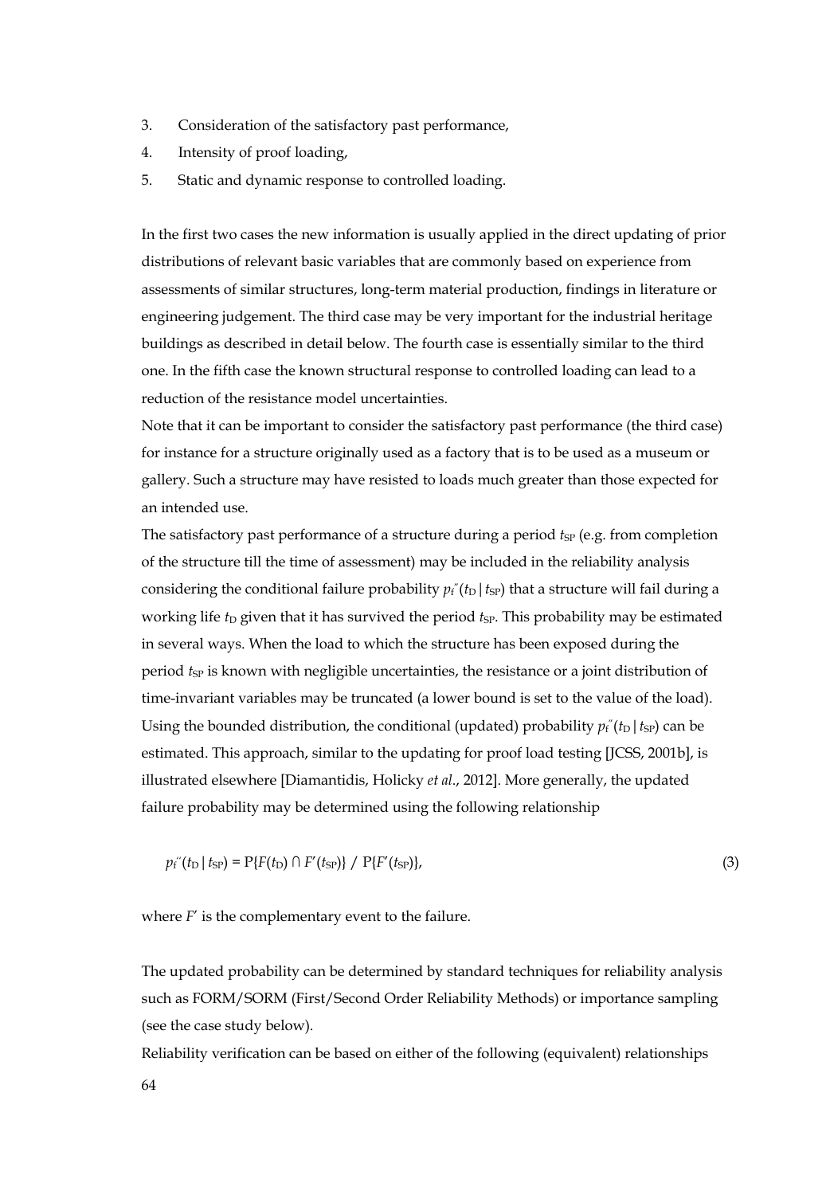3. Consideration of the satisfactory past performance,
4. Intensity of proof loading,
5. Static and dynamic response to controlled loading.

In the first two cases the new information is usually applied in the direct updating of prior distributions of relevant basic variables that are commonly based on experience from assessments of similar structures, long-term material production, findings in literature or engineering judgement. The third case may be very important for the industrial heritage buildings as described in detail below. The fourth case is essentially similar to the third one. In the fifth case the known structural response to controlled loading can lead to a reduction of the resistance model uncertainties.

Note that it can be important to consider the satisfactory past performance (the third case) for instance for a structure originally used as a factory that is to be used as a museum or gallery. Such a structure may have resisted to loads much greater than those expected for an intended use.

The satisfactory past performance of a structure during a period $t_{SP}$ (e.g. from completion of the structure till the time of assessment) may be included in the reliability analysis considering the conditional failure probability $p_f''(t_D \,|\, t_{SP})$ that a structure will fail during a working life $t_D$ given that it has survived the period $t_{SP}$. This probability may be estimated in several ways. When the load to which the structure has been exposed during the period $t_{SP}$ is known with negligible uncertainties, the resistance or a joint distribution of time-invariant variables may be truncated (a lower bound is set to the value of the load). Using the bounded distribution, the conditional (updated) probability $p_f''(t_D \,|\, t_{SP})$ can be estimated. This approach, similar to the updating for proof load testing [JCSS, 2001b], is illustrated elsewhere [Diamantidis, Holicky *et al.*, 2012]. More generally, the updated failure probability may be determined using the following relationship

$$p_f''(t_D \,|\, t_{SP}) = \mathrm{P}\{F(t_D) \cap F'(t_{SP})\} \;/\; \mathrm{P}\{F'(t_{SP})\}, \tag{3}$$

where $F'$ is the complementary event to the failure.

The updated probability can be determined by standard techniques for reliability analysis such as FORM/SORM (First/Second Order Reliability Methods) or importance sampling (see the case study below).

Reliability verification can be based on either of the following (equivalent) relationships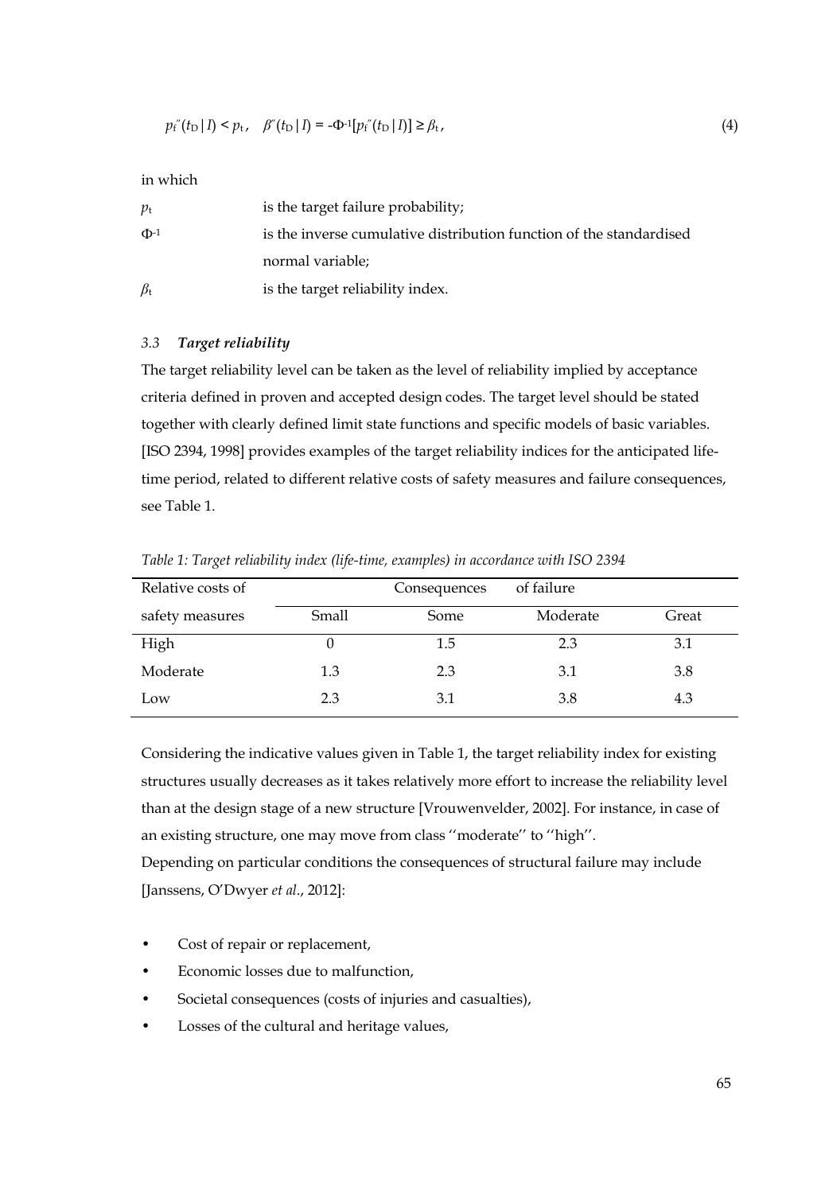$$p_f''(t_D | I) < p_t, \quad \beta''(t_D | I) = -\Phi^{-1}[p_f''(t_D | I)] \geq \beta_t, \tag{4}$$

in which

| | |
|---|---|
| $p_t$ | is the target failure probability; |
| $\Phi^{-1}$ | is the inverse cumulative distribution function of the standardised normal variable; |
| $\beta_t$ | is the target reliability index. |

### *3.3 Target reliability*

The target reliability level can be taken as the level of reliability implied by acceptance criteria defined in proven and accepted design codes. The target level should be stated together with clearly defined limit state functions and specific models of basic variables. [ISO 2394, 1998] provides examples of the target reliability indices for the anticipated life-time period, related to different relative costs of safety measures and failure consequences, see Table 1.

*Table 1: Target reliability index (life-time, examples) in accordance with ISO 2394*

| Relative costs of | Consequences of failure | | | |
|---|---|---|---|---|
| safety measures | Small | Some | Moderate | Great |
| High | 0 | 1.5 | 2.3 | 3.1 |
| Moderate | 1.3 | 2.3 | 3.1 | 3.8 |
| Low | 2.3 | 3.1 | 3.8 | 4.3 |

Considering the indicative values given in Table 1, the target reliability index for existing structures usually decreases as it takes relatively more effort to increase the reliability level than at the design stage of a new structure [Vrouwenvelder, 2002]. For instance, in case of an existing structure, one may move from class ''moderate'' to ''high''.

Depending on particular conditions the consequences of structural failure may include [Janssens, O'Dwyer *et al.*, 2012]:

- Cost of repair or replacement,
- Economic losses due to malfunction,
- Societal consequences (costs of injuries and casualties),
- Losses of the cultural and heritage values,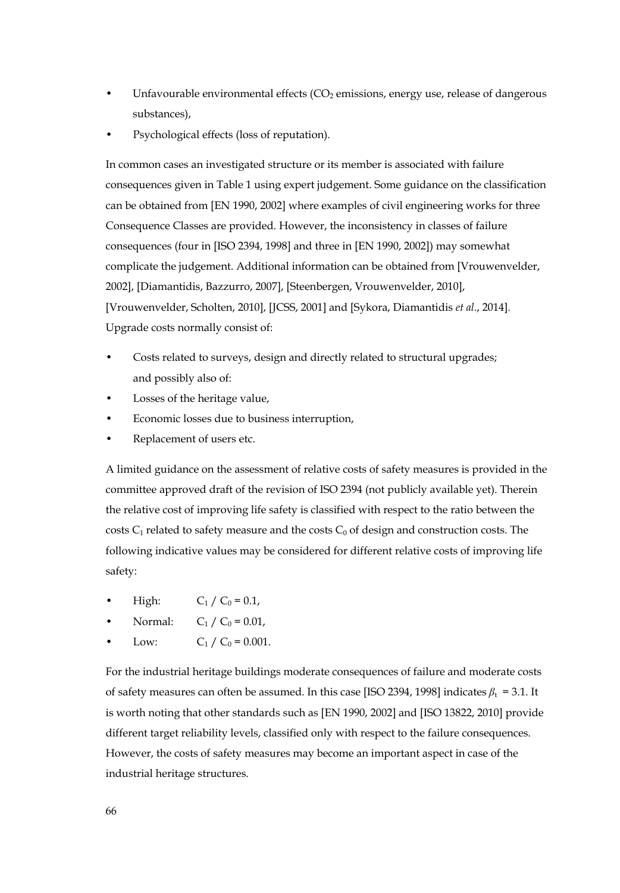- Unfavourable environmental effects ($CO_2$ emissions, energy use, release of dangerous substances),
- Psychological effects (loss of reputation).

In common cases an investigated structure or its member is associated with failure consequences given in Table 1 using expert judgement. Some guidance on the classification can be obtained from [EN 1990, 2002] where examples of civil engineering works for three Consequence Classes are provided. However, the inconsistency in classes of failure consequences (four in [ISO 2394, 1998] and three in [EN 1990, 2002]) may somewhat complicate the judgement. Additional information can be obtained from [Vrouwenvelder, 2002], [Diamantidis, Bazzurro, 2007], [Steenbergen, Vrouwenvelder, 2010], [Vrouwenvelder, Scholten, 2010], [JCSS, 2001] and [Sykora, Diamantidis *et al*., 2014]. Upgrade costs normally consist of:

- Costs related to surveys, design and directly related to structural upgrades; and possibly also of:
- Losses of the heritage value,
- Economic losses due to business interruption,
- Replacement of users etc.

A limited guidance on the assessment of relative costs of safety measures is provided in the committee approved draft of the revision of ISO 2394 (not publicly available yet). Therein the relative cost of improving life safety is classified with respect to the ratio between the costs $C_1$ related to safety measure and the costs $C_0$ of design and construction costs. The following indicative values may be considered for different relative costs of improving life safety:

- High: $C_1 / C_0 = 0.1$,
- Normal: $C_1 / C_0 = 0.01$,
- Low: $C_1 / C_0 = 0.001$.

For the industrial heritage buildings moderate consequences of failure and moderate costs of safety measures can often be assumed. In this case [ISO 2394, 1998] indicates $\beta_t = 3.1$. It is worth noting that other standards such as [EN 1990, 2002] and [ISO 13822, 2010] provide different target reliability levels, classified only with respect to the failure consequences. However, the costs of safety measures may become an important aspect in case of the industrial heritage structures.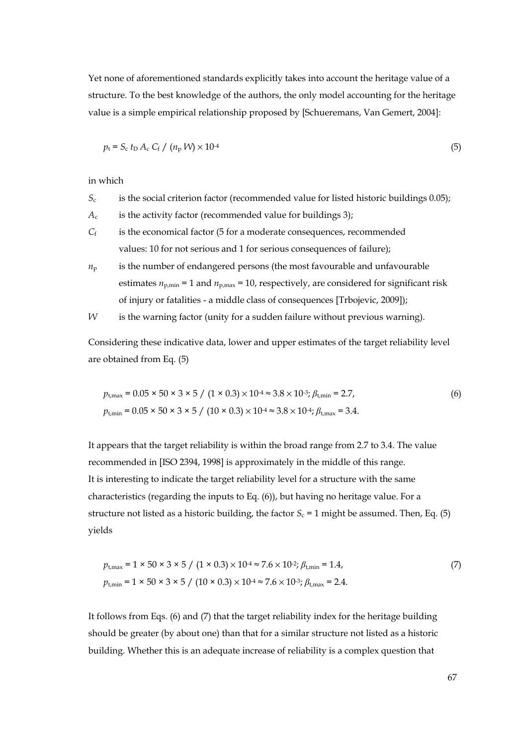Yet none of aforementioned standards explicitly takes into account the heritage value of a structure. To the best knowledge of the authors, the only model accounting for the heritage value is a simple empirical relationship proposed by [Schueremans, Van Gemert, 2004]:

$$p_t = S_c\, t_D\, A_c\, C_f \,/\, (n_p\, W) \times 10^{-4} \tag{5}$$

in which

- $S_c$ is the social criterion factor (recommended value for listed historic buildings 0.05);
- $A_c$ is the activity factor (recommended value for buildings 3);
- $C_f$ is the economical factor (5 for a moderate consequences, recommended values: 10 for not serious and 1 for serious consequences of failure);
- $n_p$ is the number of endangered persons (the most favourable and unfavourable estimates $n_{p,min} = 1$ and $n_{p,max} = 10$, respectively, are considered for significant risk of injury or fatalities - a middle class of consequences [Trbojevic, 2009]);
- $W$ is the warning factor (unity for a sudden failure without previous warning).

Considering these indicative data, lower and upper estimates of the target reliability level are obtained from Eq. (5)

$$p_{t,max} = 0.05 \times 50 \times 3 \times 5 \,/\, (1 \times 0.3) \times 10^{-4} \approx 3.8 \times 10^{-3};\ \beta_{t,min} = 2.7,$$
$$p_{t,min} = 0.05 \times 50 \times 3 \times 5 \,/\, (10 \times 0.3) \times 10^{-4} \approx 3.8 \times 10^{-4};\ \beta_{t,max} = 3.4. \tag{6}$$

It appears that the target reliability is within the broad range from 2.7 to 3.4. The value recommended in [ISO 2394, 1998] is approximately in the middle of this range. It is interesting to indicate the target reliability level for a structure with the same characteristics (regarding the inputs to Eq. (6)), but having no heritage value. For a structure not listed as a historic building, the factor $S_c = 1$ might be assumed. Then, Eq. (5) yields

$$p_{t,max} = 1 \times 50 \times 3 \times 5 \,/\, (1 \times 0.3) \times 10^{-4} \approx 7.6 \times 10^{-2};\ \beta_{t,min} = 1.4,$$
$$p_{t,min} = 1 \times 50 \times 3 \times 5 \,/\, (10 \times 0.3) \times 10^{-4} \approx 7.6 \times 10^{-3};\ \beta_{t,max} = 2.4. \tag{7}$$

It follows from Eqs. (6) and (7) that the target reliability index for the heritage building should be greater (by about one) than that for a similar structure not listed as a historic building. Whether this is an adequate increase of reliability is a complex question that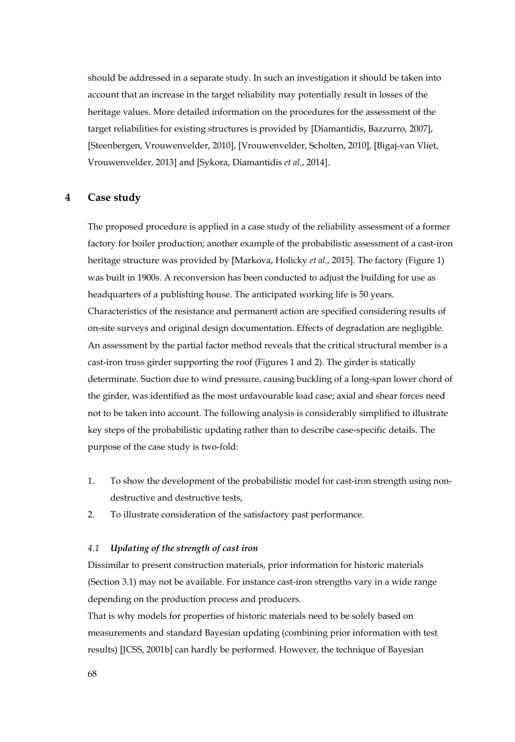should be addressed in a separate study. In such an investigation it should be taken into account that an increase in the target reliability may potentially result in losses of the heritage values. More detailed information on the procedures for the assessment of the target reliabilities for existing structures is provided by [Diamantidis, Bazzurro, 2007], [Steenbergen, Vrouwenvelder, 2010], [Vrouwenvelder, Scholten, 2010], [Bigaj-van Vliet, Vrouwenvelder, 2013] and [Sykora, Diamantidis *et al.*, 2014].

## 4 Case study

The proposed procedure is applied in a case study of the reliability assessment of a former factory for boiler production; another example of the probabilistic assessment of a cast-iron heritage structure was provided by [Markova, Holicky *et al.*, 2015]. The factory (Figure 1) was built in 1900s. A reconversion has been conducted to adjust the building for use as headquarters of a publishing house. The anticipated working life is 50 years. Characteristics of the resistance and permanent action are specified considering results of on-site surveys and original design documentation. Effects of degradation are negligible. An assessment by the partial factor method reveals that the critical structural member is a cast-iron truss girder supporting the roof (Figures 1 and 2). The girder is statically determinate. Suction due to wind pressure, causing buckling of a long-span lower chord of the girder, was identified as the most unfavourable load case; axial and shear forces need not to be taken into account. The following analysis is considerably simplified to illustrate key steps of the probabilistic updating rather than to describe case-specific details. The purpose of the case study is two-fold:

1. To show the development of the probabilistic model for cast-iron strength using non-destructive and destructive tests,
2. To illustrate consideration of the satisfactory past performance.

### *4.1 Updating of the strength of cast iron*

Dissimilar to present construction materials, prior information for historic materials (Section 3.1) may not be available. For instance cast-iron strengths vary in a wide range depending on the production process and producers.

That is why models for properties of historic materials need to be solely based on measurements and standard Bayesian updating (combining prior information with test results) [JCSS, 2001b] can hardly be performed. However, the technique of Bayesian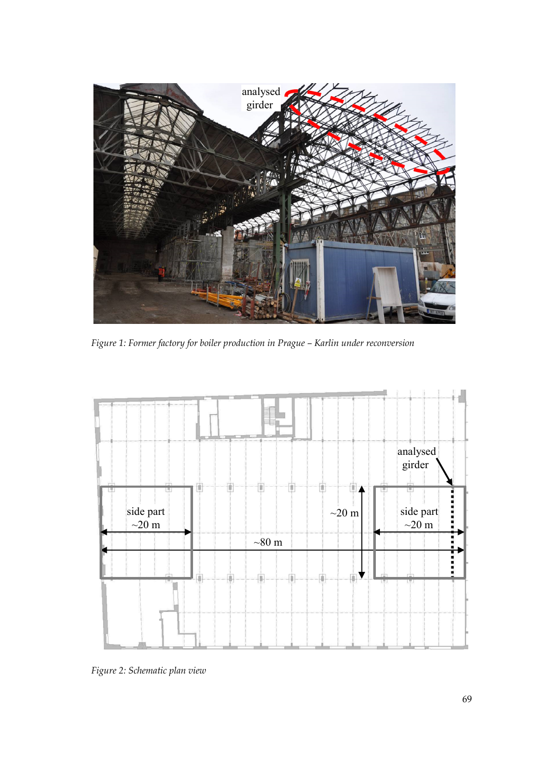*Figure 1: Former factory for boiler production in Prague – Karlin under reconversion*

*Figure 2: Schematic plan view*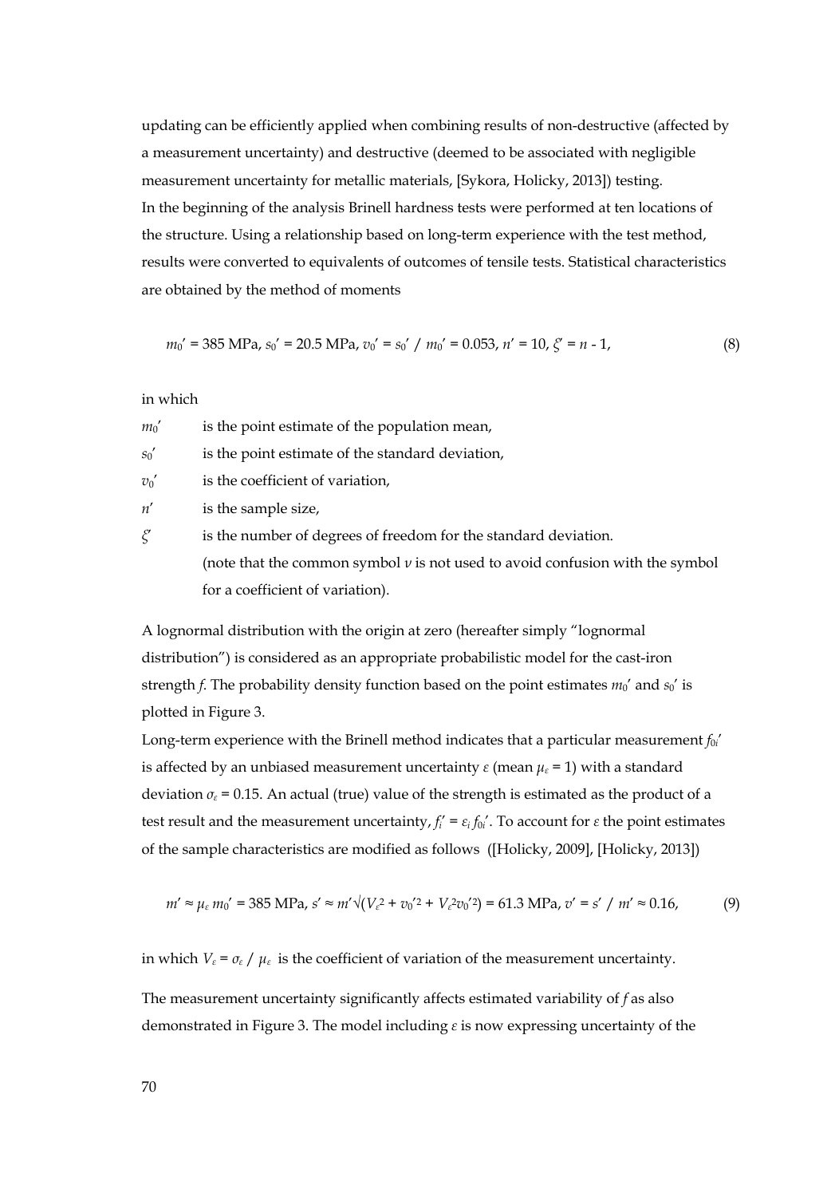updating can be efficiently applied when combining results of non-destructive (affected by a measurement uncertainty) and destructive (deemed to be associated with negligible measurement uncertainty for metallic materials, [Sykora, Holicky, 2013]) testing.
In the beginning of the analysis Brinell hardness tests were performed at ten locations of the structure. Using a relationship based on long-term experience with the test method, results were converted to equivalents of outcomes of tensile tests. Statistical characteristics are obtained by the method of moments

$$m_0' = 385 \text{ MPa}, s_0' = 20.5 \text{ MPa}, v_0' = s_0' \ / \ m_0' = 0.053, n' = 10, \xi' = n - 1, \tag{8}$$

in which

- $m_0'$ is the point estimate of the population mean,
- $s_0'$ is the point estimate of the standard deviation,
- $v_0'$ is the coefficient of variation,
- $n'$ is the sample size,
- $\xi'$ is the number of degrees of freedom for the standard deviation.
  (note that the common symbol $\nu$ is not used to avoid confusion with the symbol for a coefficient of variation).

A lognormal distribution with the origin at zero (hereafter simply "lognormal distribution") is considered as an appropriate probabilistic model for the cast-iron strength $f$. The probability density function based on the point estimates $m_0'$ and $s_0'$ is plotted in Figure 3.
Long-term experience with the Brinell method indicates that a particular measurement $f_{0i}'$ is affected by an unbiased measurement uncertainty $\varepsilon$ (mean $\mu_\varepsilon = 1$) with a standard deviation $\sigma_\varepsilon = 0.15$. An actual (true) value of the strength is estimated as the product of a test result and the measurement uncertainty, $f_i' = \varepsilon_i f_{0i}'$. To account for $\varepsilon$ the point estimates of the sample characteristics are modified as follows ([Holicky, 2009], [Holicky, 2013])

$$m' \approx \mu_\varepsilon m_0' = 385 \text{ MPa}, s' \approx m'\sqrt{(V_\varepsilon^2 + v_0'^2 + V_\varepsilon^2 v_0'^2)} = 61.3 \text{ MPa}, v' = s' \ / \ m' \approx 0.16, \tag{9}$$

in which $V_\varepsilon = \sigma_\varepsilon \ / \ \mu_\varepsilon$ is the coefficient of variation of the measurement uncertainty.

The measurement uncertainty significantly affects estimated variability of $f$ as also demonstrated in Figure 3. The model including $\varepsilon$ is now expressing uncertainty of the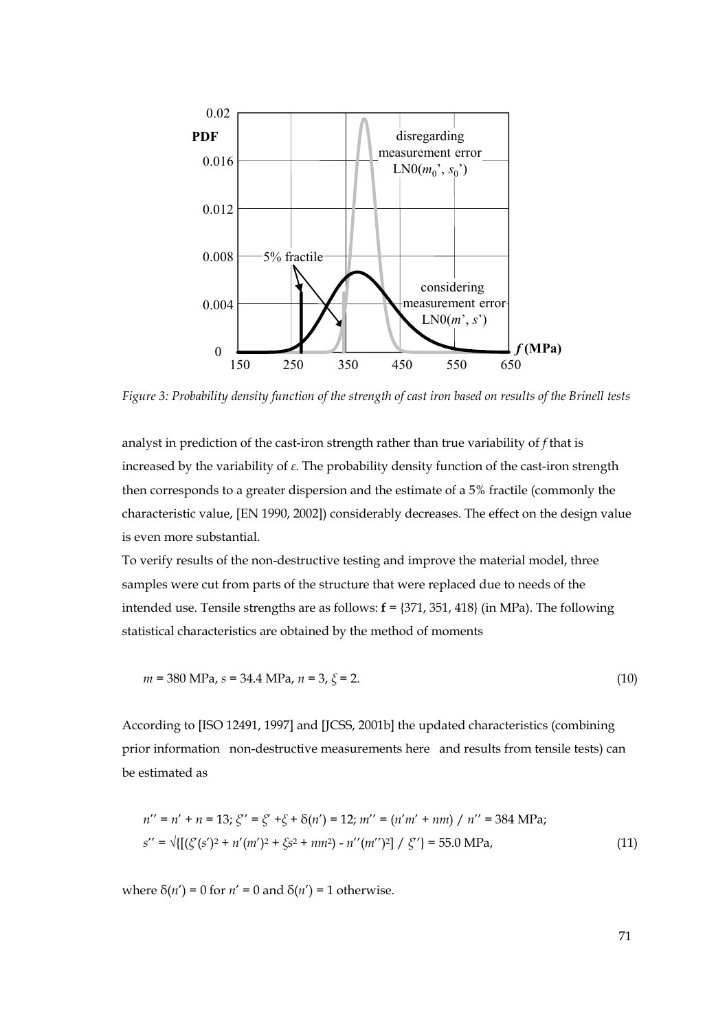*Figure 3: Probability density function of the strength of cast iron based on results of the Brinell tests*

analyst in prediction of the cast-iron strength rather than true variability of $f$ that is increased by the variability of $\varepsilon$. The probability density function of the cast-iron strength then corresponds to a greater dispersion and the estimate of a 5% fractile (commonly the characteristic value, [EN 1990, 2002]) considerably decreases. The effect on the design value is even more substantial.

To verify results of the non-destructive testing and improve the material model, three samples were cut from parts of the structure that were replaced due to needs of the intended use. Tensile strengths are as follows: $\mathbf{f}$ = {371, 351, 418} (in MPa). The following statistical characteristics are obtained by the method of moments

$$m = 380 \text{ MPa}, s = 34.4 \text{ MPa}, n = 3, \xi = 2. \tag{10}$$

According to [ISO 12491, 1997] and [JCSS, 2001b] the updated characteristics (combining prior information non-destructive measurements here and results from tensile tests) can be estimated as

$$n'' = n' + n = 13; \xi'' = \xi' + \xi + \delta(n') = 12; m'' = (n'm' + nm) / n'' = 384 \text{ MPa};$$
$$s'' = \sqrt{\{[(\xi'(s')^2 + n'(m')^2 + \xi s^2 + nm^2) - n''(m'')^2] / \xi''\}} = 55.0 \text{ MPa}, \tag{11}$$

where $\delta(n') = 0$ for $n' = 0$ and $\delta(n') = 1$ otherwise.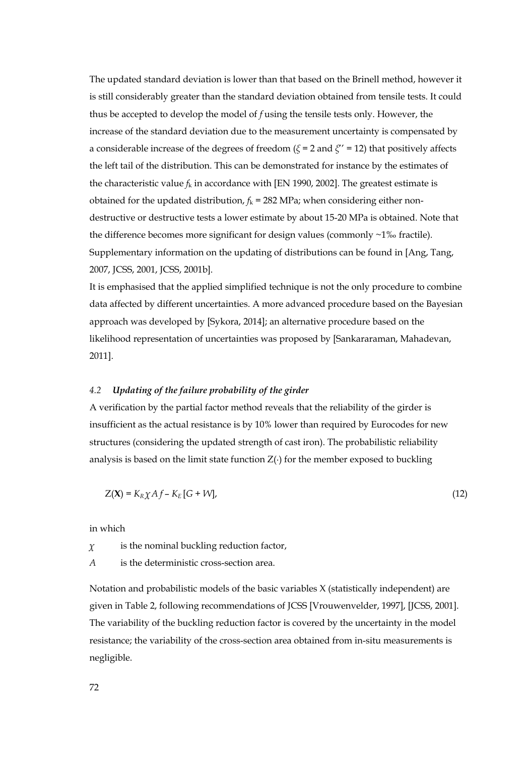The updated standard deviation is lower than that based on the Brinell method, however it is still considerably greater than the standard deviation obtained from tensile tests. It could thus be accepted to develop the model of $f$ using the tensile tests only. However, the increase of the standard deviation due to the measurement uncertainty is compensated by a considerable increase of the degrees of freedom ($\xi = 2$ and $\xi'' = 12$) that positively affects the left tail of the distribution. This can be demonstrated for instance by the estimates of the characteristic value $f_k$ in accordance with [EN 1990, 2002]. The greatest estimate is obtained for the updated distribution, $f_k = 282$ MPa; when considering either non-destructive or destructive tests a lower estimate by about 15-20 MPa is obtained. Note that the difference becomes more significant for design values (commonly ~1‰ fractile). Supplementary information on the updating of distributions can be found in [Ang, Tang, 2007, JCSS, 2001, JCSS, 2001b].

It is emphasised that the applied simplified technique is not the only procedure to combine data affected by different uncertainties. A more advanced procedure based on the Bayesian approach was developed by [Sykora, 2014]; an alternative procedure based on the likelihood representation of uncertainties was proposed by [Sankararaman, Mahadevan, 2011].

### *4.2 Updating of the failure probability of the girder*

A verification by the partial factor method reveals that the reliability of the girder is insufficient as the actual resistance is by 10% lower than required by Eurocodes for new structures (considering the updated strength of cast iron). The probabilistic reliability analysis is based on the limit state function $Z(\cdot)$ for the member exposed to buckling

$$Z(\mathbf{X}) = K_R \chi A f - K_E [G + W], \tag{12}$$

in which

$\chi$ is the nominal buckling reduction factor,

$A$ is the deterministic cross-section area.

Notation and probabilistic models of the basic variables X (statistically independent) are given in Table 2, following recommendations of JCSS [Vrouwenvelder, 1997], [JCSS, 2001]. The variability of the buckling reduction factor is covered by the uncertainty in the model resistance; the variability of the cross-section area obtained from in-situ measurements is negligible.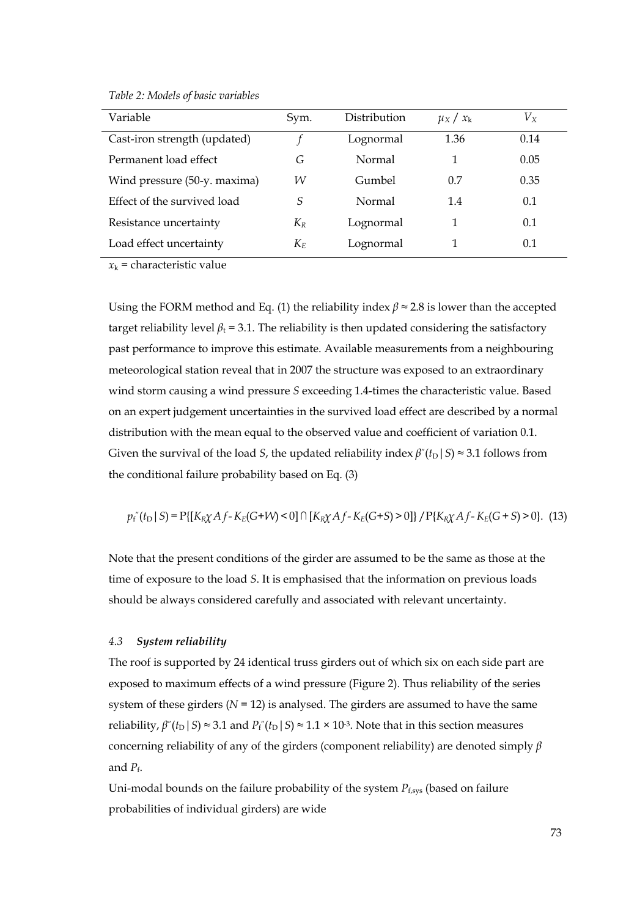*Table 2: Models of basic variables*

| Variable | Sym. | Distribution | $\mu_X$ / $x_k$ | $V_X$ |
|---|---|---|---|---|
| Cast-iron strength (updated) | $f$ | Lognormal | 1.36 | 0.14 |
| Permanent load effect | $G$ | Normal | 1 | 0.05 |
| Wind pressure (50-y. maxima) | $W$ | Gumbel | 0.7 | 0.35 |
| Effect of the survived load | $S$ | Normal | 1.4 | 0.1 |
| Resistance uncertainty | $K_R$ | Lognormal | 1 | 0.1 |
| Load effect uncertainty | $K_E$ | Lognormal | 1 | 0.1 |

$x_k$ = characteristic value

Using the FORM method and Eq. (1) the reliability index $\beta \approx 2.8$ is lower than the accepted target reliability level $\beta_t = 3.1$. The reliability is then updated considering the satisfactory past performance to improve this estimate. Available measurements from a neighbouring meteorological station reveal that in 2007 the structure was exposed to an extraordinary wind storm causing a wind pressure $S$ exceeding 1.4-times the characteristic value. Based on an expert judgement uncertainties in the survived load effect are described by a normal distribution with the mean equal to the observed value and coefficient of variation 0.1. Given the survival of the load $S$, the updated reliability index $\beta''(t_D \mid S) \approx 3.1$ follows from the conditional failure probability based on Eq. (3)

$$p_f''(t_D \mid S) = \mathrm{P}\{[K_R \chi A f - K_E(G+W) < 0] \cap [K_R \chi A f - K_E(G+S) > 0]\} / \mathrm{P}\{K_R \chi A f - K_E(G+S) > 0\}. \quad (13)$$

Note that the present conditions of the girder are assumed to be the same as those at the time of exposure to the load $S$. It is emphasised that the information on previous loads should be always considered carefully and associated with relevant uncertainty.

### 4.3 *System reliability*

The roof is supported by 24 identical truss girders out of which six on each side part are exposed to maximum effects of a wind pressure (Figure 2). Thus reliability of the series system of these girders ($N = 12$) is analysed. The girders are assumed to have the same reliability, $\beta''(t_D \mid S) \approx 3.1$ and $P_f''(t_D \mid S) \approx 1.1 \times 10^{-3}$. Note that in this section measures concerning reliability of any of the girders (component reliability) are denoted simply $\beta$ and $P_f$.

Uni-modal bounds on the failure probability of the system $P_{f,sys}$ (based on failure probabilities of individual girders) are wide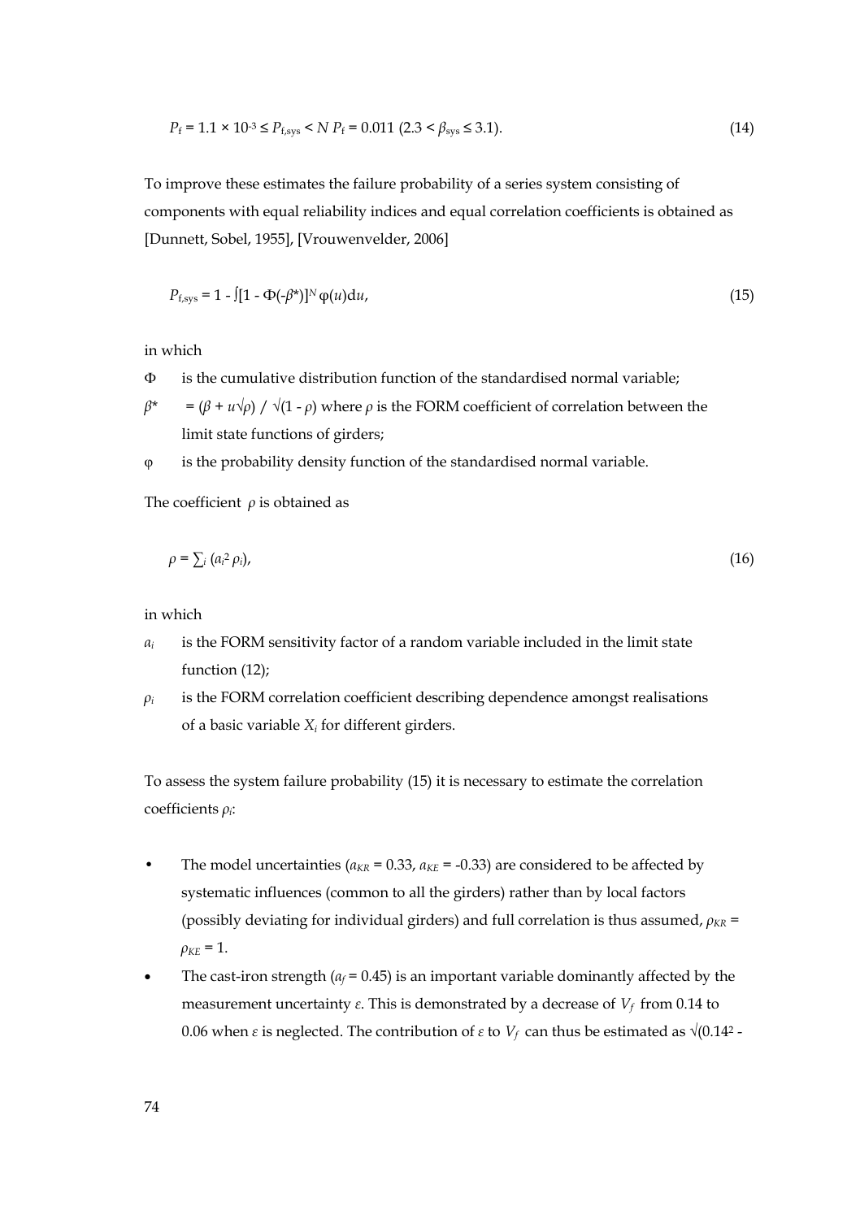$$P_f = 1.1 \times 10^{-3} \leq P_{f,sys} < N\, P_f = 0.011 \; (2.3 < \beta_{sys} \leq 3.1). \tag{14}$$

To improve these estimates the failure probability of a series system consisting of components with equal reliability indices and equal correlation coefficients is obtained as [Dunnett, Sobel, 1955], [Vrouwenvelder, 2006]

$$P_{f,sys} = 1 - \int [1 - \Phi(-\beta^*)]^N \varphi(u) \mathrm{d}u, \tag{15}$$

in which

- $\Phi$ is the cumulative distribution function of the standardised normal variable;
- $\beta^*$ $= (\beta + u\sqrt{\rho}) / \sqrt{(1 - \rho)}$ where $\rho$ is the FORM coefficient of correlation between the limit state functions of girders;
- $\varphi$ is the probability density function of the standardised normal variable.

The coefficient $\rho$ is obtained as

$$\rho = \sum_i (a_i^2 \rho_i), \tag{16}$$

in which

- $a_i$ is the FORM sensitivity factor of a random variable included in the limit state function (12);
- $\rho_i$ is the FORM correlation coefficient describing dependence amongst realisations of a basic variable $X_i$ for different girders.

To assess the system failure probability (15) it is necessary to estimate the correlation coefficients $\rho_i$:

- The model uncertainties ($a_{KR} = 0.33$, $a_{KE} = -0.33$) are considered to be affected by systematic influences (common to all the girders) rather than by local factors (possibly deviating for individual girders) and full correlation is thus assumed, $\rho_{KR} = \rho_{KE} = 1$.
- The cast-iron strength ($a_f = 0.45$) is an important variable dominantly affected by the measurement uncertainty $\varepsilon$. This is demonstrated by a decrease of $V_f$ from 0.14 to 0.06 when $\varepsilon$ is neglected. The contribution of $\varepsilon$ to $V_f$ can thus be estimated as $\sqrt{(0.14^2}$ -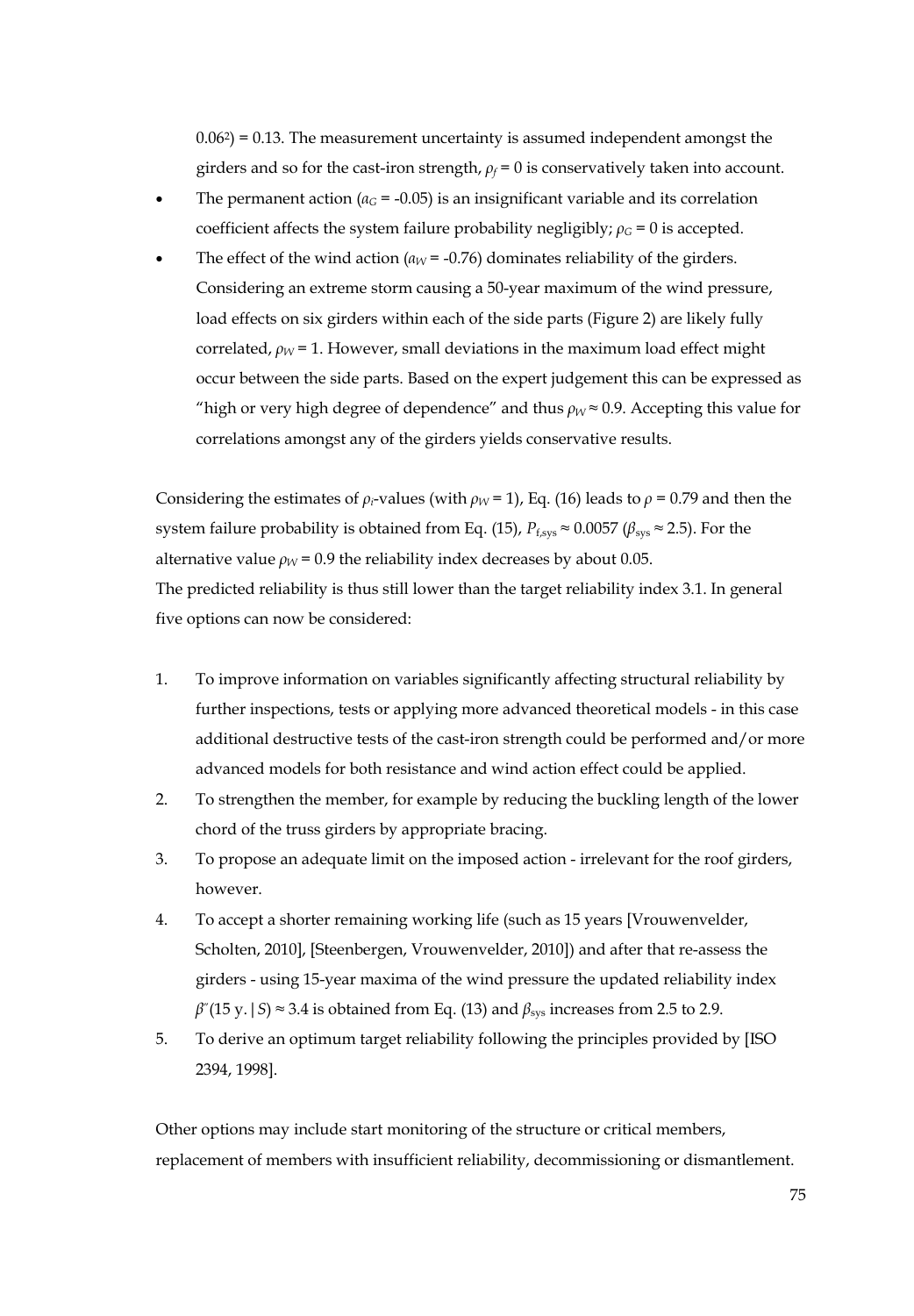$0.06^2) = 0.13$. The measurement uncertainty is assumed independent amongst the girders and so for the cast-iron strength, $\rho_f = 0$ is conservatively taken into account.

- The permanent action ($\alpha_G = -0.05$) is an insignificant variable and its correlation coefficient affects the system failure probability negligibly; $\rho_G = 0$ is accepted.
- The effect of the wind action ($\alpha_W = -0.76$) dominates reliability of the girders. Considering an extreme storm causing a 50-year maximum of the wind pressure, load effects on six girders within each of the side parts (Figure 2) are likely fully correlated, $\rho_W = 1$. However, small deviations in the maximum load effect might occur between the side parts. Based on the expert judgement this can be expressed as "high or very high degree of dependence" and thus $\rho_W \approx 0.9$. Accepting this value for correlations amongst any of the girders yields conservative results.

Considering the estimates of $\rho_i$-values (with $\rho_W = 1$), Eq. (16) leads to $\rho = 0.79$ and then the system failure probability is obtained from Eq. (15), $P_{f,sys} \approx 0.0057$ ($\beta_{sys} \approx 2.5$). For the alternative value $\rho_W = 0.9$ the reliability index decreases by about 0.05.
The predicted reliability is thus still lower than the target reliability index 3.1. In general five options can now be considered:

1. To improve information on variables significantly affecting structural reliability by further inspections, tests or applying more advanced theoretical models - in this case additional destructive tests of the cast-iron strength could be performed and/or more advanced models for both resistance and wind action effect could be applied.
2. To strengthen the member, for example by reducing the buckling length of the lower chord of the truss girders by appropriate bracing.
3. To propose an adequate limit on the imposed action - irrelevant for the roof girders, however.
4. To accept a shorter remaining working life (such as 15 years [Vrouwenvelder, Scholten, 2010], [Steenbergen, Vrouwenvelder, 2010]) and after that re-assess the girders - using 15-year maxima of the wind pressure the updated reliability index $\beta''(15\text{ y.}\,|\,S) \approx 3.4$ is obtained from Eq. (13) and $\beta_{sys}$ increases from 2.5 to 2.9.
5. To derive an optimum target reliability following the principles provided by [ISO 2394, 1998].

Other options may include start monitoring of the structure or critical members, replacement of members with insufficient reliability, decommissioning or dismantlement.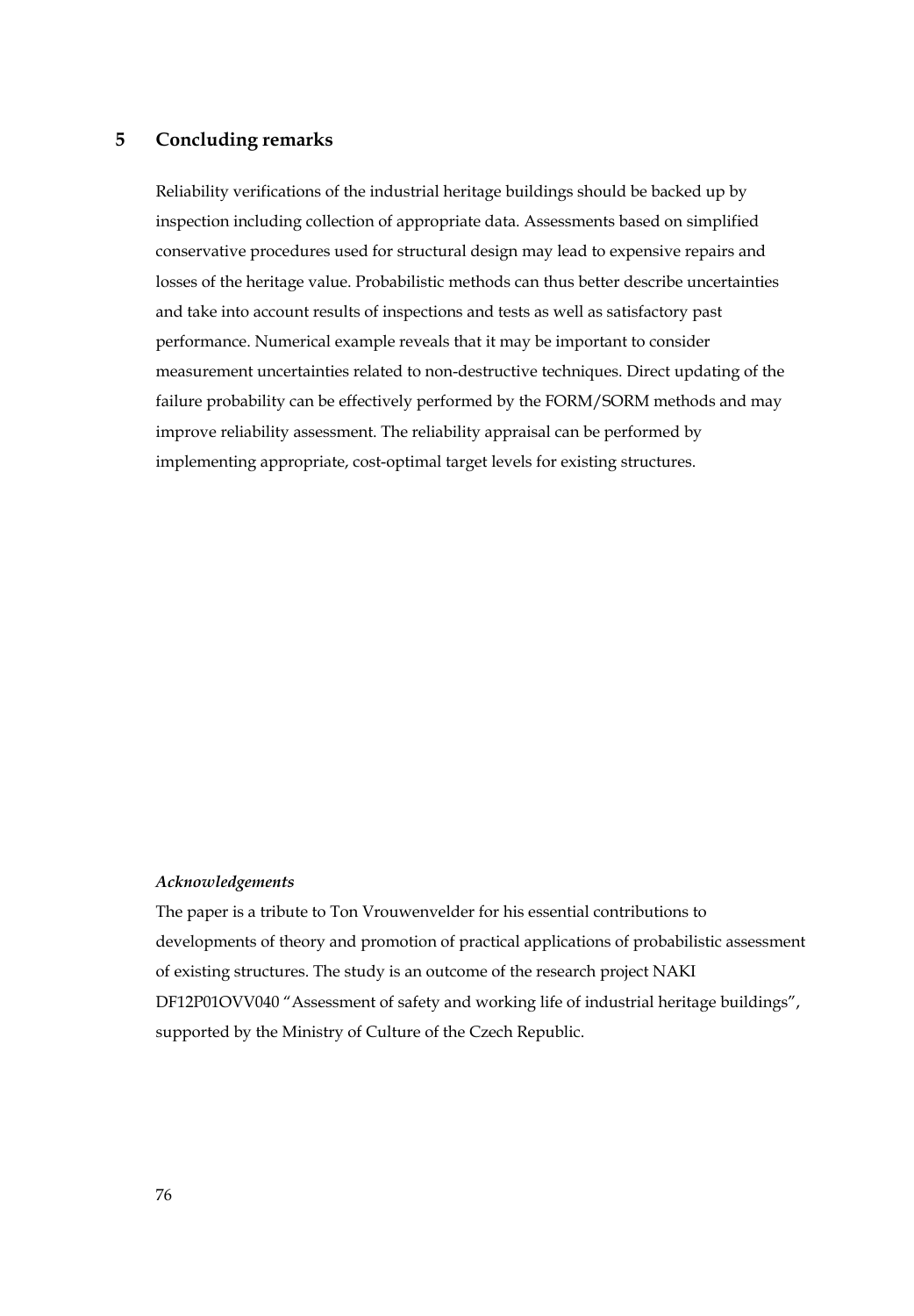## 5 Concluding remarks

Reliability verifications of the industrial heritage buildings should be backed up by inspection including collection of appropriate data. Assessments based on simplified conservative procedures used for structural design may lead to expensive repairs and losses of the heritage value. Probabilistic methods can thus better describe uncertainties and take into account results of inspections and tests as well as satisfactory past performance. Numerical example reveals that it may be important to consider measurement uncertainties related to non-destructive techniques. Direct updating of the failure probability can be effectively performed by the FORM/SORM methods and may improve reliability assessment. The reliability appraisal can be performed by implementing appropriate, cost-optimal target levels for existing structures.

***Acknowledgements***

The paper is a tribute to Ton Vrouwenvelder for his essential contributions to developments of theory and promotion of practical applications of probabilistic assessment of existing structures. The study is an outcome of the research project NAKI DF12P01OVV040 “Assessment of safety and working life of industrial heritage buildings”, supported by the Ministry of Culture of the Czech Republic.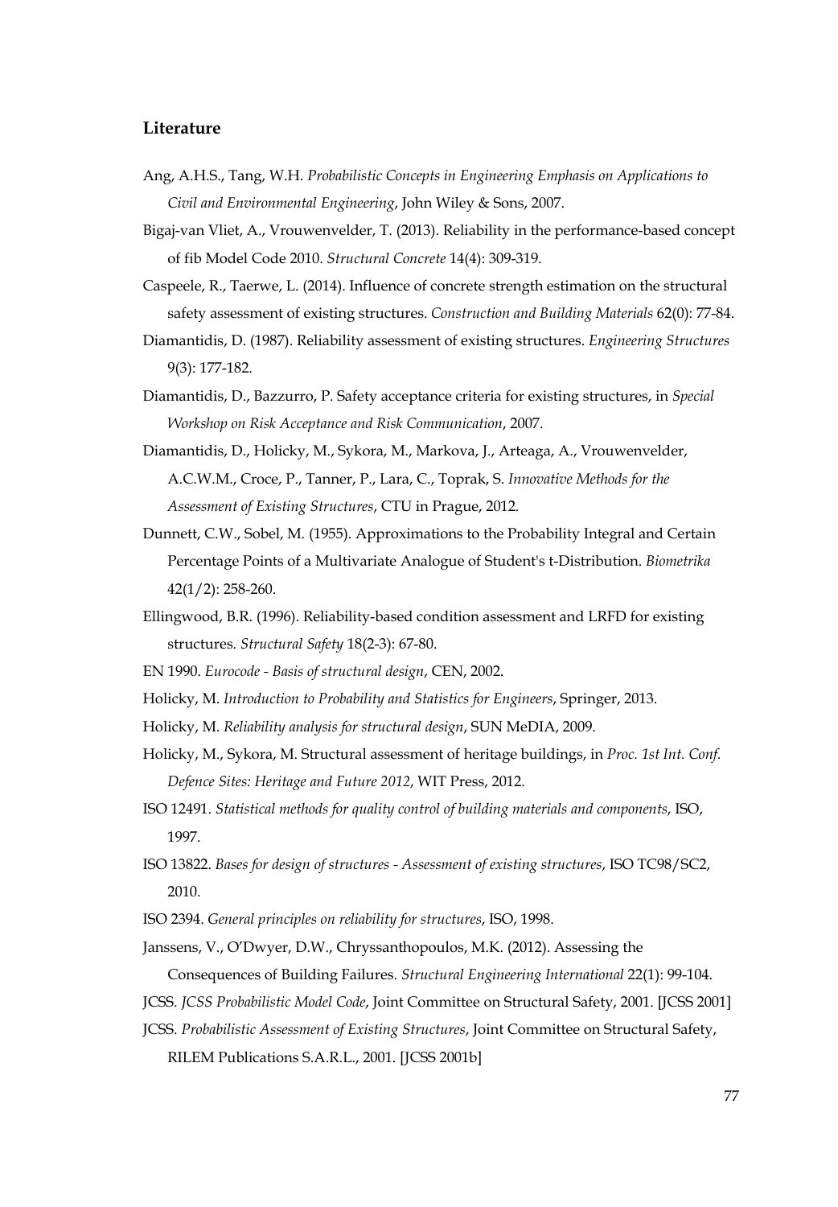## Literature

Ang, A.H.S., Tang, W.H. *Probabilistic Concepts in Engineering Emphasis on Applications to Civil and Environmental Engineering*, John Wiley & Sons, 2007.

Bigaj-van Vliet, A., Vrouwenvelder, T. (2013). Reliability in the performance-based concept of fib Model Code 2010. *Structural Concrete* 14(4): 309-319.

Caspeele, R., Taerwe, L. (2014). Influence of concrete strength estimation on the structural safety assessment of existing structures. *Construction and Building Materials* 62(0): 77-84.

Diamantidis, D. (1987). Reliability assessment of existing structures. *Engineering Structures* 9(3): 177-182.

Diamantidis, D., Bazzurro, P. Safety acceptance criteria for existing structures, in *Special Workshop on Risk Acceptance and Risk Communication*, 2007.

Diamantidis, D., Holicky, M., Sykora, M., Markova, J., Arteaga, A., Vrouwenvelder, A.C.W.M., Croce, P., Tanner, P., Lara, C., Toprak, S. *Innovative Methods for the Assessment of Existing Structures*, CTU in Prague, 2012.

Dunnett, C.W., Sobel, M. (1955). Approximations to the Probability Integral and Certain Percentage Points of a Multivariate Analogue of Student's t-Distribution. *Biometrika* 42(1/2): 258-260.

Ellingwood, B.R. (1996). Reliability-based condition assessment and LRFD for existing structures. *Structural Safety* 18(2-3): 67-80.

EN 1990. *Eurocode - Basis of structural design*, CEN, 2002.

Holicky, M. *Introduction to Probability and Statistics for Engineers*, Springer, 2013.

Holicky, M. *Reliability analysis for structural design*, SUN MeDIA, 2009.

Holicky, M., Sykora, M. Structural assessment of heritage buildings, in *Proc. 1st Int. Conf. Defence Sites: Heritage and Future 2012*, WIT Press, 2012.

ISO 12491. *Statistical methods for quality control of building materials and components*, ISO, 1997.

ISO 13822. *Bases for design of structures - Assessment of existing structures*, ISO TC98/SC2, 2010.

ISO 2394. *General principles on reliability for structures*, ISO, 1998.

Janssens, V., O'Dwyer, D.W., Chryssanthopoulos, M.K. (2012). Assessing the Consequences of Building Failures. *Structural Engineering International* 22(1): 99-104.

JCSS. *JCSS Probabilistic Model Code*, Joint Committee on Structural Safety, 2001. [JCSS 2001]

JCSS. *Probabilistic Assessment of Existing Structures*, Joint Committee on Structural Safety, RILEM Publications S.A.R.L., 2001. [JCSS 2001b]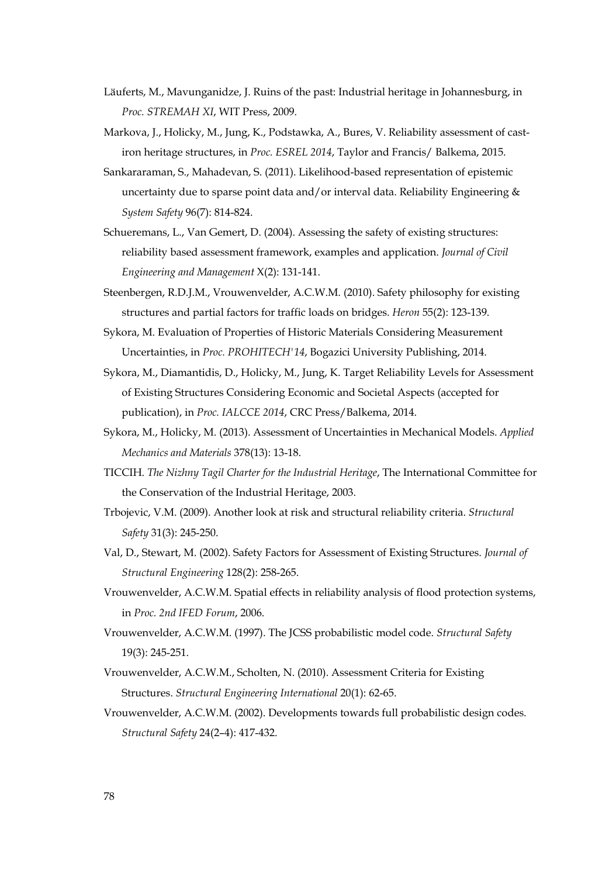Läuferts, M., Mavunganidze, J. Ruins of the past: Industrial heritage in Johannesburg, in *Proc. STREMAH XI*, WIT Press, 2009.

Markova, J., Holicky, M., Jung, K., Podstawka, A., Bures, V. Reliability assessment of cast-iron heritage structures, in *Proc. ESREL 2014*, Taylor and Francis/ Balkema, 2015.

Sankararaman, S., Mahadevan, S. (2011). Likelihood-based representation of epistemic uncertainty due to sparse point data and/or interval data. Reliability Engineering & *System Safety* 96(7): 814-824.

Schueremans, L., Van Gemert, D. (2004). Assessing the safety of existing structures: reliability based assessment framework, examples and application. *Journal of Civil Engineering and Management* X(2): 131-141.

Steenbergen, R.D.J.M., Vrouwenvelder, A.C.W.M. (2010). Safety philosophy for existing structures and partial factors for traffic loads on bridges. *Heron* 55(2): 123-139.

Sykora, M. Evaluation of Properties of Historic Materials Considering Measurement Uncertainties, in *Proc. PROHITECH'14*, Bogazici University Publishing, 2014.

Sykora, M., Diamantidis, D., Holicky, M., Jung, K. Target Reliability Levels for Assessment of Existing Structures Considering Economic and Societal Aspects (accepted for publication), in *Proc. IALCCE 2014*, CRC Press/Balkema, 2014.

Sykora, M., Holicky, M. (2013). Assessment of Uncertainties in Mechanical Models. *Applied Mechanics and Materials* 378(13): 13-18.

TICCIH. *The Nizhny Tagil Charter for the Industrial Heritage*, The International Committee for the Conservation of the Industrial Heritage, 2003.

Trbojevic, V.M. (2009). Another look at risk and structural reliability criteria. *Structural Safety* 31(3): 245-250.

Val, D., Stewart, M. (2002). Safety Factors for Assessment of Existing Structures. *Journal of Structural Engineering* 128(2): 258-265.

Vrouwenvelder, A.C.W.M. Spatial effects in reliability analysis of flood protection systems, in *Proc. 2nd IFED Forum*, 2006.

Vrouwenvelder, A.C.W.M. (1997). The JCSS probabilistic model code. *Structural Safety* 19(3): 245-251.

Vrouwenvelder, A.C.W.M., Scholten, N. (2010). Assessment Criteria for Existing Structures. *Structural Engineering International* 20(1): 62-65.

Vrouwenvelder, A.C.W.M. (2002). Developments towards full probabilistic design codes. *Structural Safety* 24(2–4): 417-432.